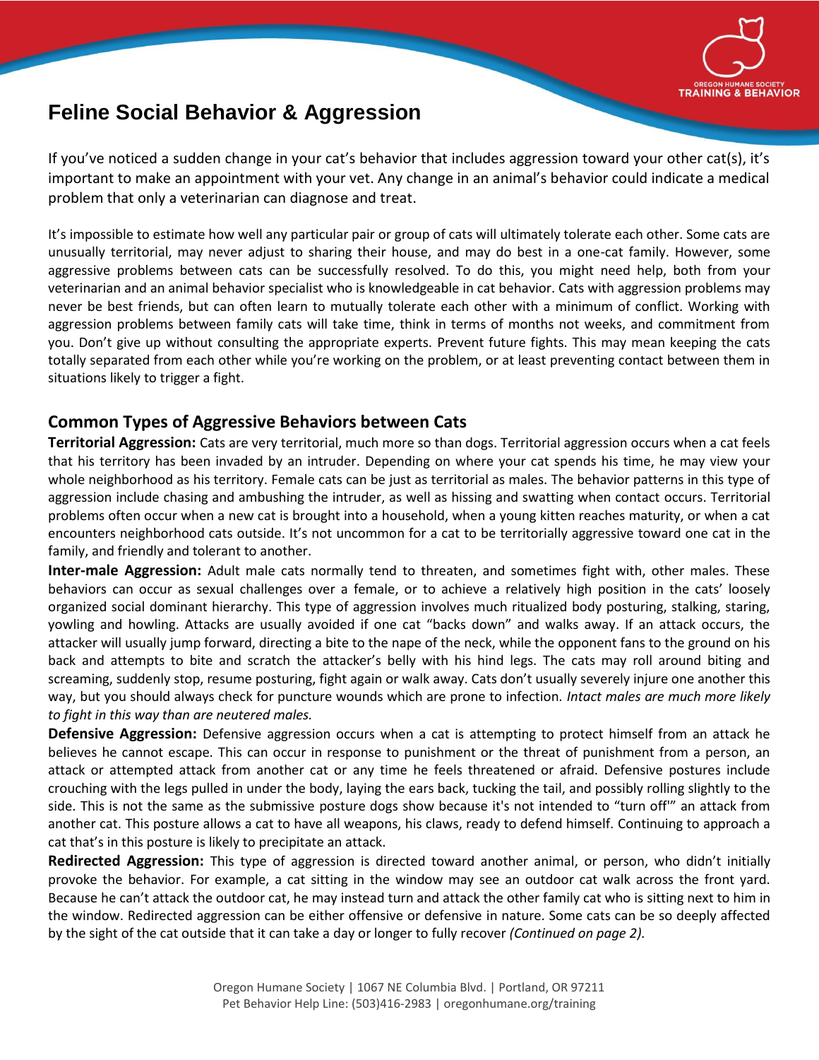# Feline Social Behavior & Aggression

If you've noticed a sudden change in your cat's behavior that includes aggression toward your other cat(s), it's important to make an appointment with your vet. Any change in an animal's behavior could indicate a medical problem that only a veterinarian can diagnose and treat.

It's impossible to estimate how well any particular pair or group of cats will ultimately tolerate each other. Some cats are unusually territorial, may never adjust to sharing their house, and may do best in a one-cat family. However, some aggressive problems between cats can be successfully resolved. To do this, you might need help, both from your veterinarian and an animal behavior specialist who is knowledgeable in cat behavior. Cats with aggression problems may never be best friends, but can often learn to mutually tolerate each other with a minimum of conflict. Working with aggression problems between family cats will take time, think in terms of months not weeks, and commitment from you. Don't give up without consulting the appropriate experts. Prevent future fights. This may mean keeping the cats totally separated from each other while you're working on the problem, or at least preventing contact between them in situations likely to trigger a fight.

## Common Types of Aggressive Behaviors between Cats

**Territorial Aggression:** Cats are very territorial, much more so than dogs. Territorial aggression occurs when a cat feels that his territory has been invaded by an intruder. Depending on where your cat spends his time, he may view your whole neighborhood as his territory. Female cats can be just as territorial as males. The behavior patterns in this type of aggression include chasing and ambushing the intruder, as well as hissing and swatting when contact occurs. Territorial problems often occur when a new cat is brought into a household, when a young kitten reaches maturity, or when a cat encounters neighborhood cats outside. It's not uncommon for a cat to be territorially aggressive toward one cat in the family, and friendly and tolerant to another.

**Inter-male Aggression:** Adult male cats normally tend to threaten, and sometimes fight with, other males. These behaviors can occur as sexual challenges over a female, or to achieve a relatively high position in the cats' loosely organized social dominant hierarchy. This type of aggression involves much ritualized body posturing, stalking, staring, yowling and howling. Attacks are usually avoided if one cat "backs down" and walks away. If an attack occurs, the attacker will usually jump forward, directing a bite to the nape of the neck, while the opponent fans to the ground on his back and attempts to bite and scratch the attacker's belly with his hind legs. The cats may roll around biting and screaming, suddenly stop, resume posturing, fight again or walk away. Cats don't usually severely injure one another this way, but you should always check for puncture wounds which are prone to infection. *Intact males are much more likely to fight in this way than are neutered males.*

**Defensive Aggression:** Defensive aggression occurs when a cat is attempting to protect himself from an attack he believes he cannot escape. This can occur in response to punishment or the threat of punishment from a person, an attack or attempted attack from another cat or any time he feels threatened or afraid. Defensive postures include crouching with the legs pulled in under the body, laying the ears back, tucking the tail, and possibly rolling slightly to the side. This is not the same as the submissive posture dogs show because it's not intended to "turn off'" an attack from another cat. This posture allows a cat to have all weapons, his claws, ready to defend himself. Continuing to approach a cat that's in this posture is likely to precipitate an attack.

**Redirected Aggression:** This type of aggression is directed toward another animal, or person, who didn't initially provoke the behavior. For example, a cat sitting in the window may see an outdoor cat walk across the front yard. Because he can't attack the outdoor cat, he may instead turn and attack the other family cat who is sitting next to him in the window. Redirected aggression can be either offensive or defensive in nature. Some cats can be so deeply affected by the sight of the cat outside that it can take a day or longer to fully recover *(Continued on page 2).*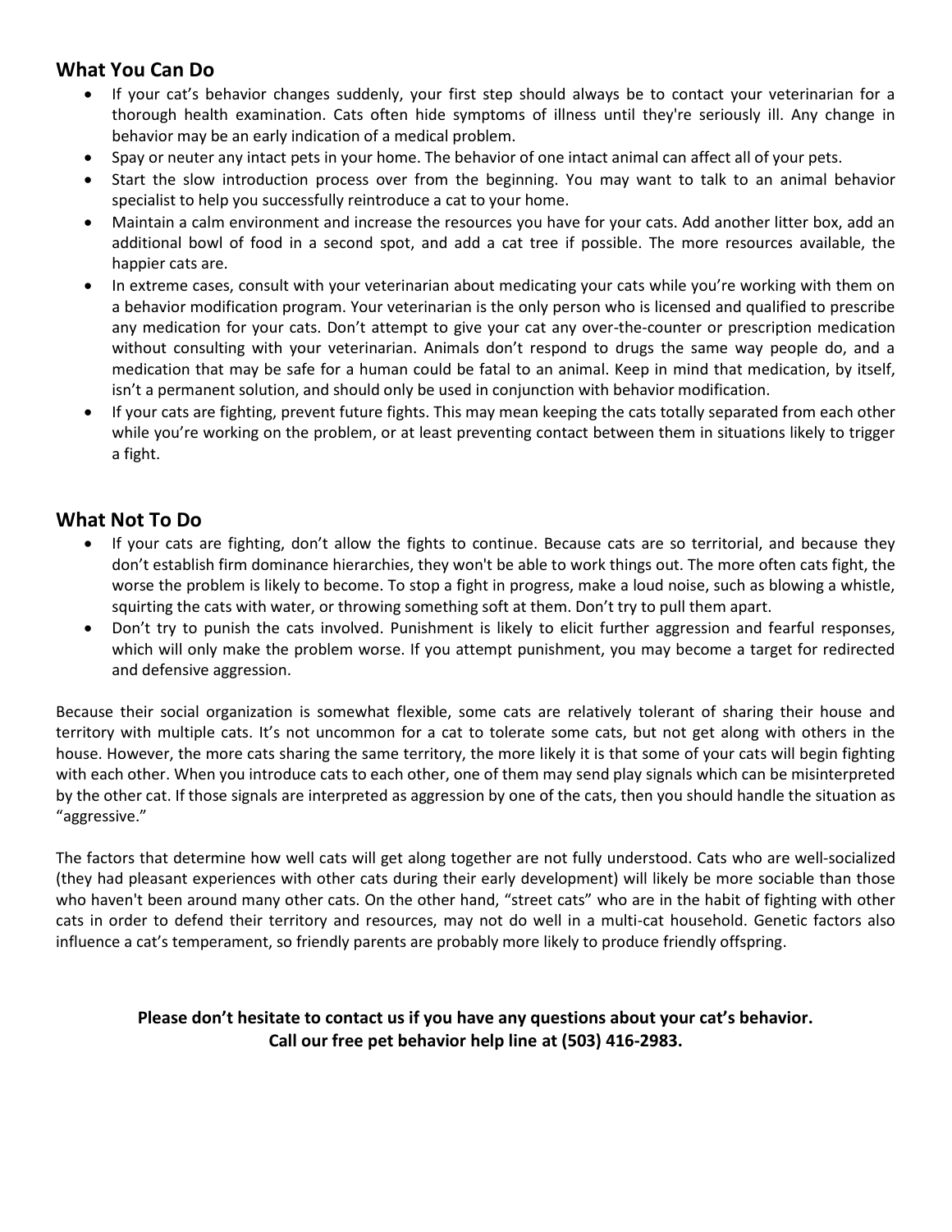## What You Can Do

- If your cat's behavior changes suddenly, your first step should always be to contact your veterinarian for a thorough health examination. Cats often hide symptoms of illness until they're seriously ill. Any change in behavior may be an early indication of a medical problem.
- Spay or neuter any intact pets in your home. The behavior of one intact animal can affect all of your pets.
- Start the slow introduction process over from the beginning. You may want to talk to an animal behavior specialist to help you successfully reintroduce a cat to your home.
- Maintain a calm environment and increase the resources you have for your cats. Add another litter box, add an additional bowl of food in a second spot, and add a cat tree if possible. The more resources available, the happier cats are.
- In extreme cases, consult with your veterinarian about medicating your cats while you're working with them on a behavior modification program. Your veterinarian is the only person who is licensed and qualified to prescribe any medication for your cats. Don't attempt to give your cat any over-the-counter or prescription medication without consulting with your veterinarian. Animals don't respond to drugs the same way people do, and a medication that may be safe for a human could be fatal to an animal. Keep in mind that medication, by itself, isn't a permanent solution, and should only be used in conjunction with behavior modification.
- If your cats are fighting, prevent future fights. This may mean keeping the cats totally separated from each other while you're working on the problem, or at least preventing contact between them in situations likely to trigger a fight.

## What Not To Do

- If your cats are fighting, don't allow the fights to continue. Because cats are so territorial, and because they don't establish firm dominance hierarchies, they won't be able to work things out. The more often cats fight, the worse the problem is likely to become. To stop a fight in progress, make a loud noise, such as blowing a whistle, squirting the cats with water, or throwing something soft at them. Don't try to pull them apart.
- Don't try to punish the cats involved. Punishment is likely to elicit further aggression and fearful responses, which will only make the problem worse. If you attempt punishment, you may become a target for redirected and defensive aggression.

Because their social organization is somewhat flexible, some cats are relatively tolerant of sharing their house and territory with multiple cats. It's not uncommon for a cat to tolerate some cats, but not get along with others in the house. However, the more cats sharing the same territory, the more likely it is that some of your cats will begin fighting with each other. When you introduce cats to each other, one of them may send play signals which can be misinterpreted by the other cat. If those signals are interpreted as aggression by one of the cats, then you should handle the situation as "aggressive."

The factors that determine how well cats will get along together are not fully understood. Cats who are well-socialized (they had pleasant experiences with other cats during their early development) will likely be more sociable than those who haven't been around many other cats. On the other hand, "street cats" who are in the habit of fighting with other cats in order to defend their territory and resources, may not do well in a multi-cat household. Genetic factors also influence a cat's temperament, so friendly parents are probably more likely to produce friendly offspring.

**Please don't hesitate to contact us if you have any questions about your cat's behavior.**
**Call our free pet behavior help line at (503) 416-2983.**